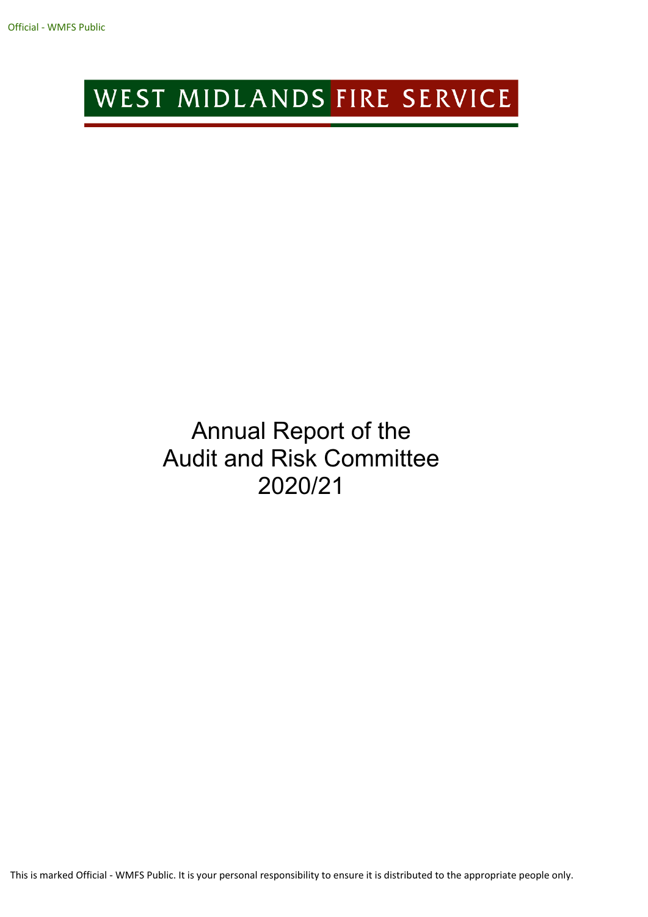# WEST MIDLANDS FIRE SERVICE

# Annual Report of the Audit and Risk Committee 2020/21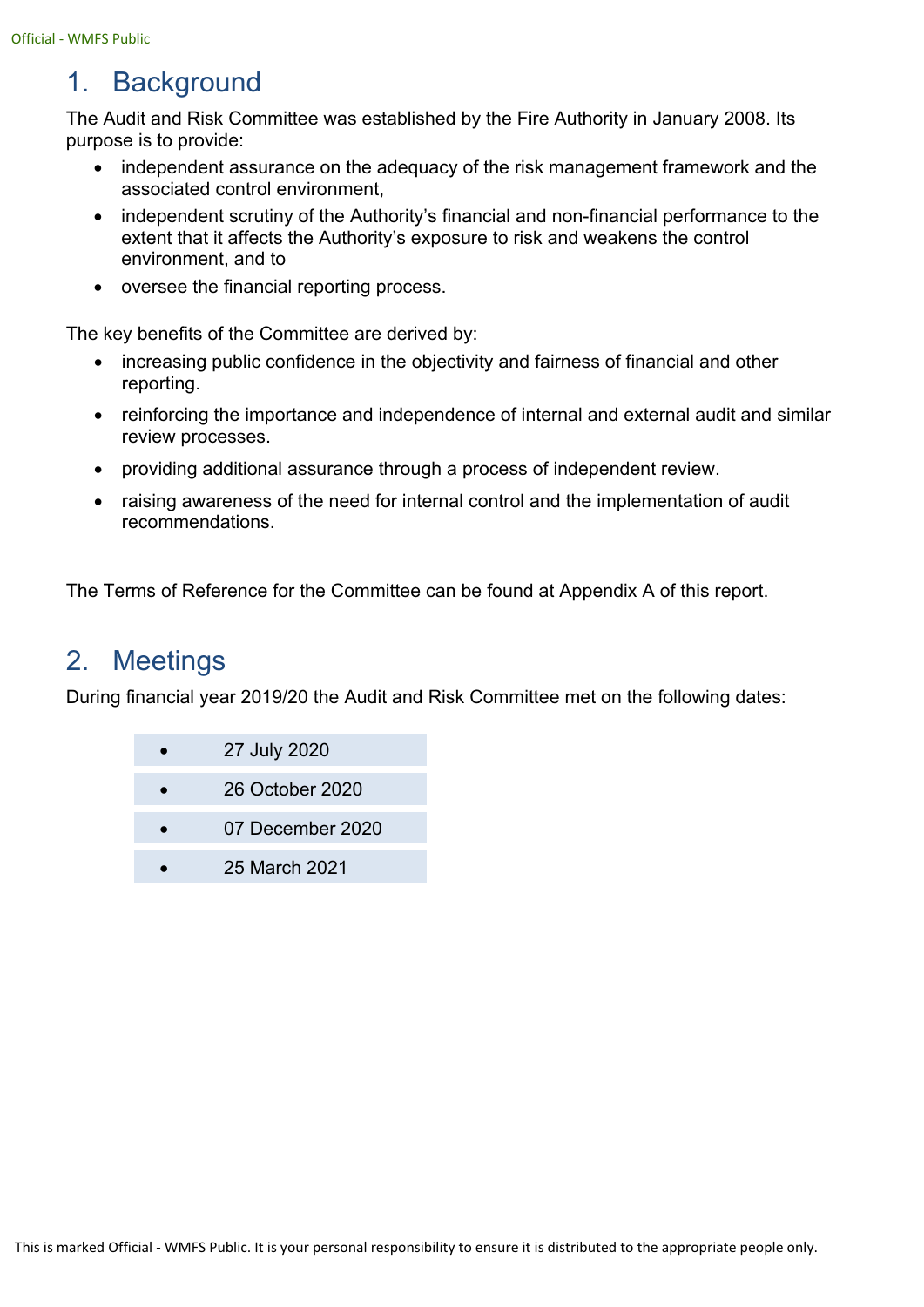## 1. Background

The Audit and Risk Committee was established by the Fire Authority in January 2008. Its purpose is to provide:

- independent assurance on the adequacy of the risk management framework and the associated control environment,
- independent scrutiny of the Authority's financial and non-financial performance to the extent that it affects the Authority's exposure to risk and weakens the control environment, and to
- oversee the financial reporting process.

The key benefits of the Committee are derived by:

- increasing public confidence in the objectivity and fairness of financial and other reporting.
- reinforcing the importance and independence of internal and external audit and similar review processes.
- providing additional assurance through a process of independent review.
- raising awareness of the need for internal control and the implementation of audit recommendations.

The Terms of Reference for the Committee can be found at Appendix A of this report.

## 2. Meetings

During financial year 2019/20 the Audit and Risk Committee met on the following dates:

- 27 July 2020
- 26 October 2020
- 07 December 2020
- 25 March 2021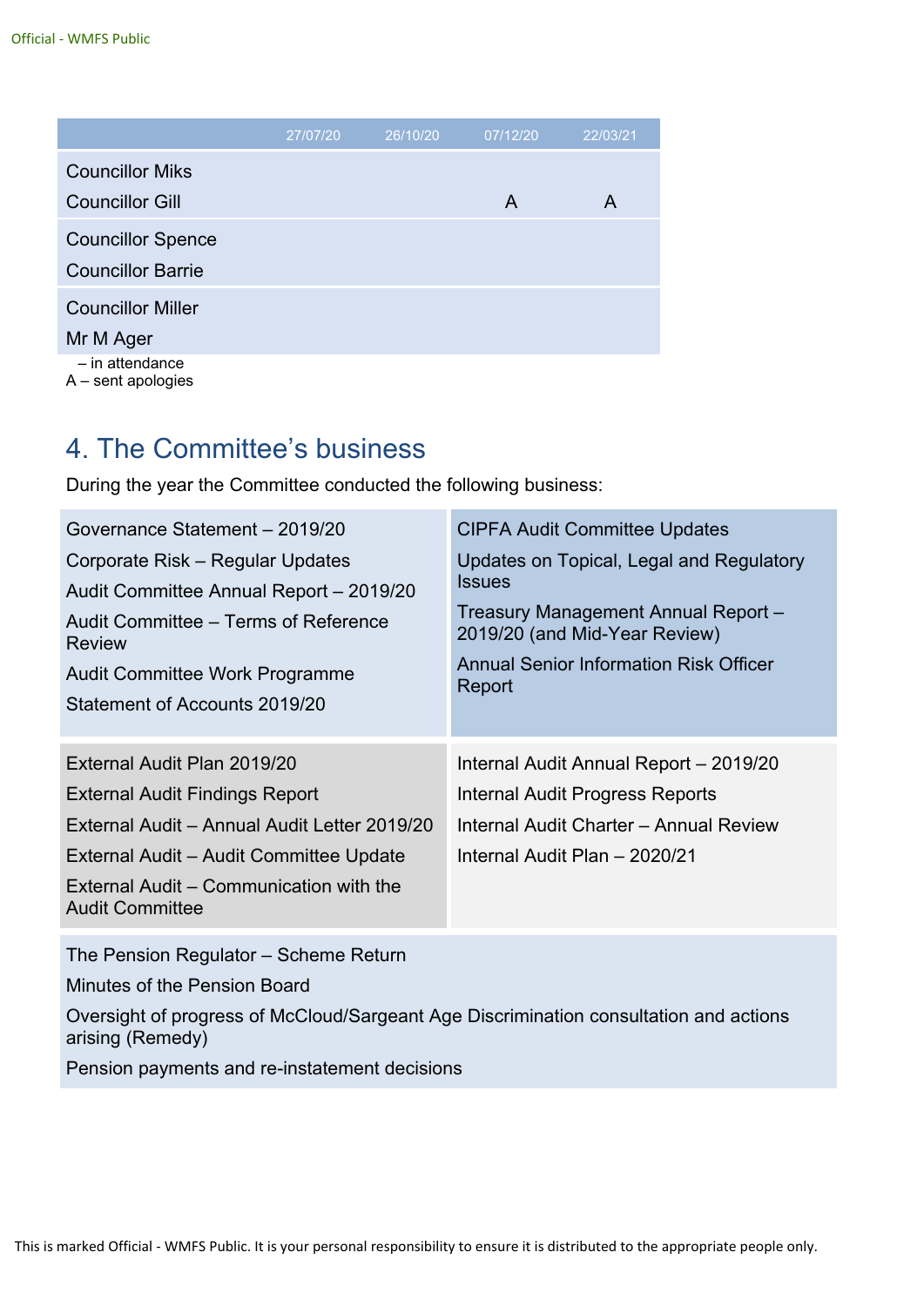| | 27/07/20 | 26/10/20 | 07/12/20 | 22/03/21 |
|---|---|---|---|---|
| Councillor Miks | | | | |
| Councillor Gill | | | A | A |
| Councillor Spence | | | | |
| Councillor Barrie | | | | |
| Councillor Miller | | | | |
| Mr M Ager | | | | |

– in attendance
A – sent apologies

## 4. The Committee's business

During the year the Committee conducted the following business:

- Governance Statement – 2019/20
- Corporate Risk – Regular Updates
- Audit Committee Annual Report – 2019/20
- Audit Committee – Terms of Reference Review
- Audit Committee Work Programme
- Statement of Accounts 2019/20

- CIPFA Audit Committee Updates
- Updates on Topical, Legal and Regulatory Issues
- Treasury Management Annual Report – 2019/20 (and Mid-Year Review)
- Annual Senior Information Risk Officer Report

- External Audit Plan 2019/20
- External Audit Findings Report
- External Audit – Annual Audit Letter 2019/20
- External Audit – Audit Committee Update
- External Audit – Communication with the Audit Committee

- Internal Audit Annual Report – 2019/20
- Internal Audit Progress Reports
- Internal Audit Charter – Annual Review
- Internal Audit Plan – 2020/21

- The Pension Regulator – Scheme Return
- Minutes of the Pension Board
- Oversight of progress of McCloud/Sargeant Age Discrimination consultation and actions arising (Remedy)
- Pension payments and re-instatement decisions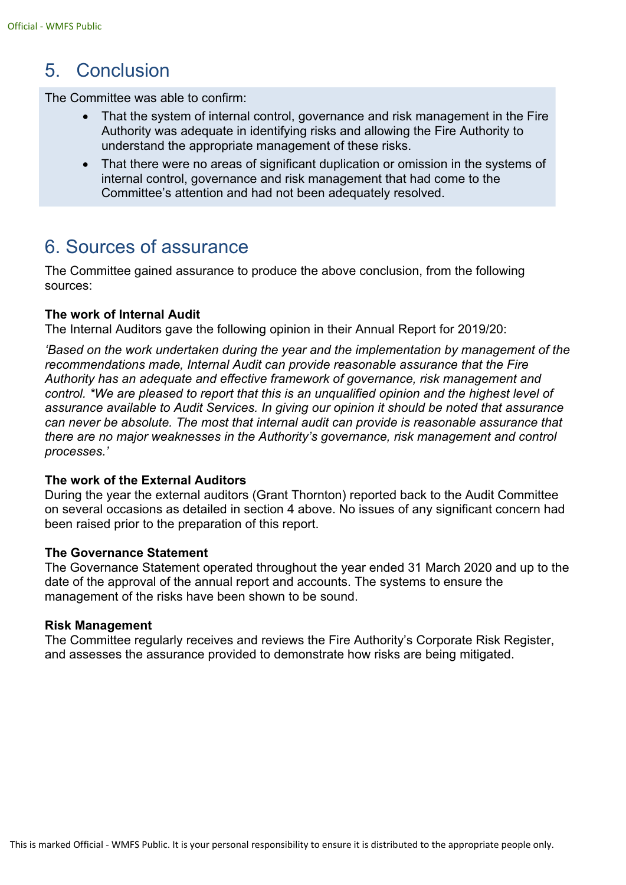## 5. Conclusion

The Committee was able to confirm:

- That the system of internal control, governance and risk management in the Fire Authority was adequate in identifying risks and allowing the Fire Authority to understand the appropriate management of these risks.
- That there were no areas of significant duplication or omission in the systems of internal control, governance and risk management that had come to the Committee's attention and had not been adequately resolved.

## 6. Sources of assurance

The Committee gained assurance to produce the above conclusion, from the following sources:

**The work of Internal Audit**
The Internal Auditors gave the following opinion in their Annual Report for 2019/20:

*'Based on the work undertaken during the year and the implementation by management of the recommendations made, Internal Audit can provide reasonable assurance that the Fire Authority has an adequate and effective framework of governance, risk management and control. *We are pleased to report that this is an unqualified opinion and the highest level of assurance available to Audit Services. In giving our opinion it should be noted that assurance can never be absolute. The most that internal audit can provide is reasonable assurance that there are no major weaknesses in the Authority's governance, risk management and control processes.'*

**The work of the External Auditors**
During the year the external auditors (Grant Thornton) reported back to the Audit Committee on several occasions as detailed in section 4 above. No issues of any significant concern had been raised prior to the preparation of this report.

**The Governance Statement**
The Governance Statement operated throughout the year ended 31 March 2020 and up to the date of the approval of the annual report and accounts. The systems to ensure the management of the risks have been shown to be sound.

**Risk Management**
The Committee regularly receives and reviews the Fire Authority's Corporate Risk Register, and assesses the assurance provided to demonstrate how risks are being mitigated.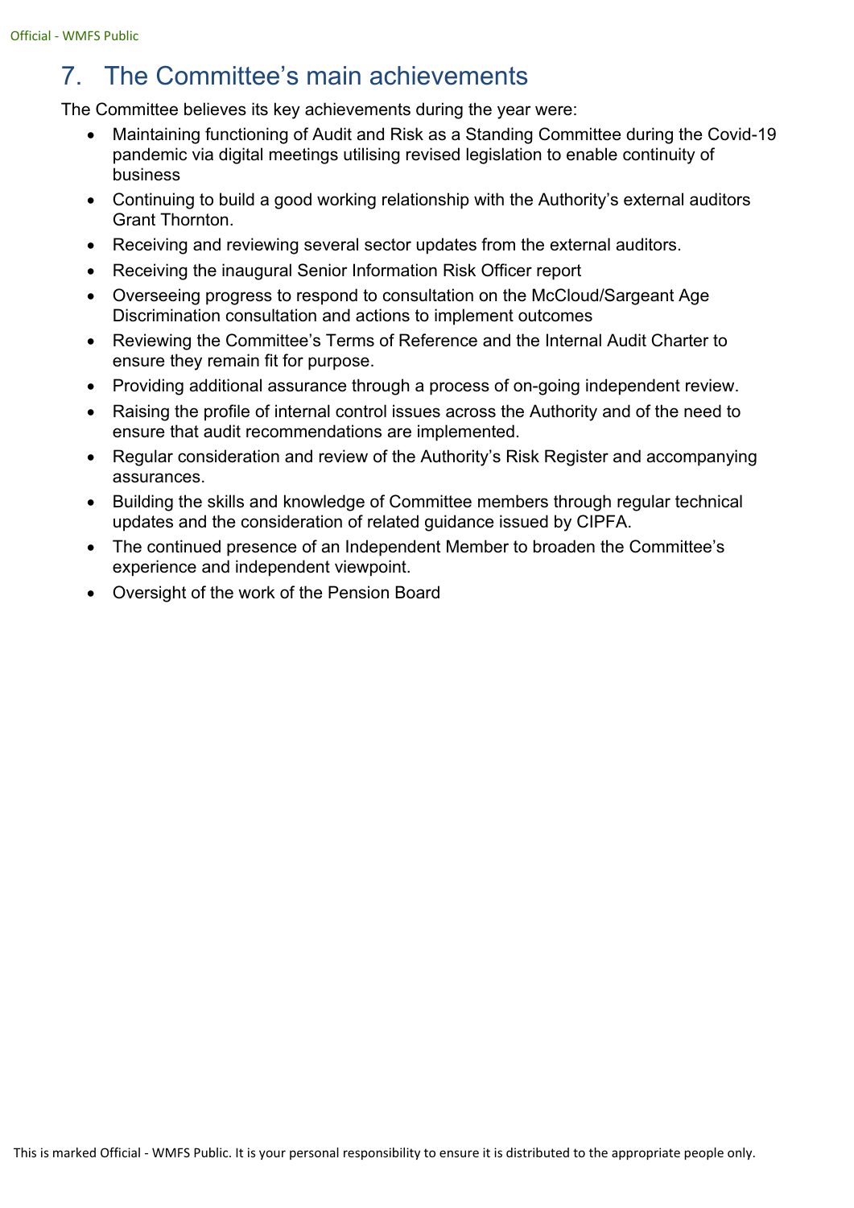## 7. The Committee's main achievements

The Committee believes its key achievements during the year were:

- Maintaining functioning of Audit and Risk as a Standing Committee during the Covid-19 pandemic via digital meetings utilising revised legislation to enable continuity of business
- Continuing to build a good working relationship with the Authority's external auditors Grant Thornton.
- Receiving and reviewing several sector updates from the external auditors.
- Receiving the inaugural Senior Information Risk Officer report
- Overseeing progress to respond to consultation on the McCloud/Sargeant Age Discrimination consultation and actions to implement outcomes
- Reviewing the Committee's Terms of Reference and the Internal Audit Charter to ensure they remain fit for purpose.
- Providing additional assurance through a process of on-going independent review.
- Raising the profile of internal control issues across the Authority and of the need to ensure that audit recommendations are implemented.
- Regular consideration and review of the Authority's Risk Register and accompanying assurances.
- Building the skills and knowledge of Committee members through regular technical updates and the consideration of related guidance issued by CIPFA.
- The continued presence of an Independent Member to broaden the Committee's experience and independent viewpoint.
- Oversight of the work of the Pension Board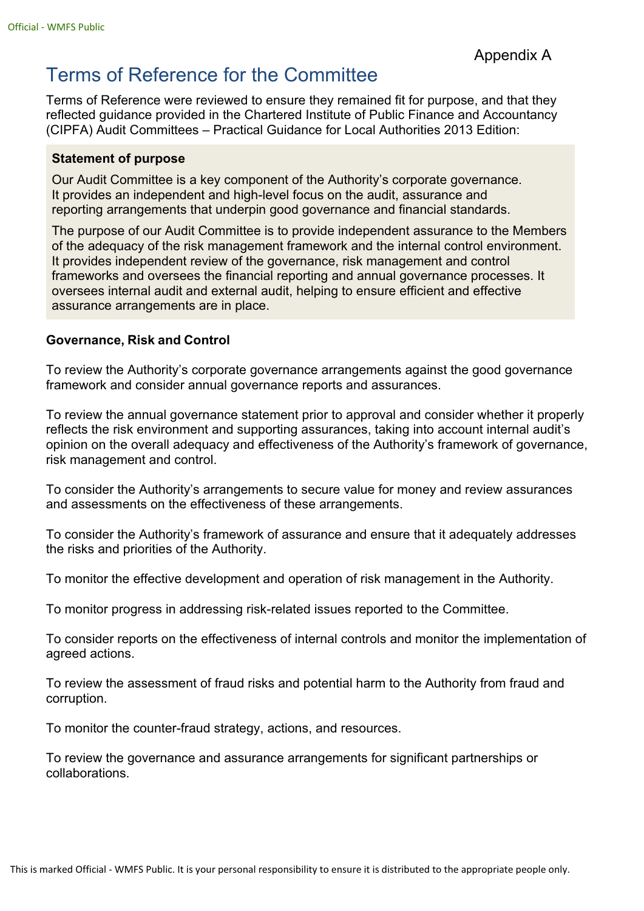Appendix A

# Terms of Reference for the Committee

Terms of Reference were reviewed to ensure they remained fit for purpose, and that they reflected guidance provided in the Chartered Institute of Public Finance and Accountancy (CIPFA) Audit Committees – Practical Guidance for Local Authorities 2013 Edition:

**Statement of purpose**

Our Audit Committee is a key component of the Authority's corporate governance. It provides an independent and high-level focus on the audit, assurance and reporting arrangements that underpin good governance and financial standards.

The purpose of our Audit Committee is to provide independent assurance to the Members of the adequacy of the risk management framework and the internal control environment. It provides independent review of the governance, risk management and control frameworks and oversees the financial reporting and annual governance processes. It oversees internal audit and external audit, helping to ensure efficient and effective assurance arrangements are in place.

**Governance, Risk and Control**

To review the Authority's corporate governance arrangements against the good governance framework and consider annual governance reports and assurances.

To review the annual governance statement prior to approval and consider whether it properly reflects the risk environment and supporting assurances, taking into account internal audit's opinion on the overall adequacy and effectiveness of the Authority's framework of governance, risk management and control.

To consider the Authority's arrangements to secure value for money and review assurances and assessments on the effectiveness of these arrangements.

To consider the Authority's framework of assurance and ensure that it adequately addresses the risks and priorities of the Authority.

To monitor the effective development and operation of risk management in the Authority.

To monitor progress in addressing risk-related issues reported to the Committee.

To consider reports on the effectiveness of internal controls and monitor the implementation of agreed actions.

To review the assessment of fraud risks and potential harm to the Authority from fraud and corruption.

To monitor the counter-fraud strategy, actions, and resources.

To review the governance and assurance arrangements for significant partnerships or collaborations.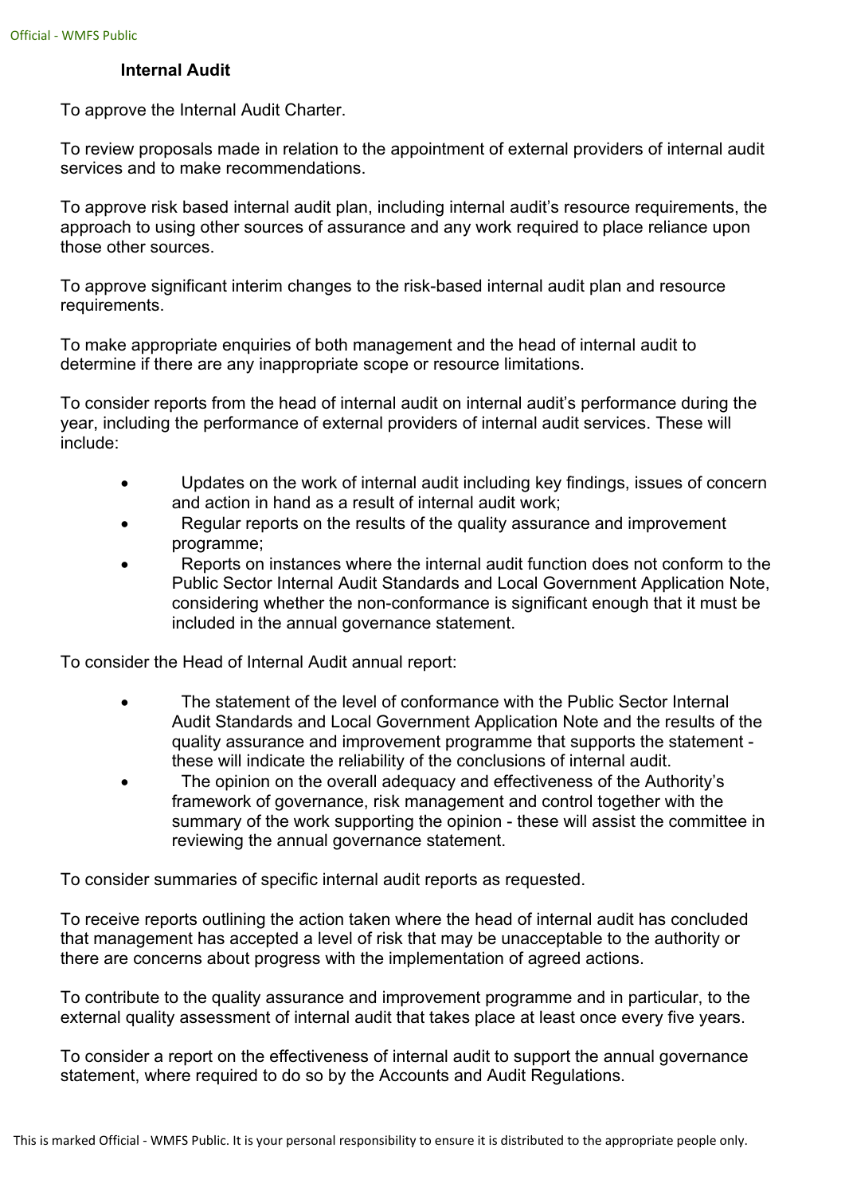### Internal Audit

To approve the Internal Audit Charter.

To review proposals made in relation to the appointment of external providers of internal audit services and to make recommendations.

To approve risk based internal audit plan, including internal audit's resource requirements, the approach to using other sources of assurance and any work required to place reliance upon those other sources.

To approve significant interim changes to the risk-based internal audit plan and resource requirements.

To make appropriate enquiries of both management and the head of internal audit to determine if there are any inappropriate scope or resource limitations.

To consider reports from the head of internal audit on internal audit's performance during the year, including the performance of external providers of internal audit services. These will include:

- Updates on the work of internal audit including key findings, issues of concern and action in hand as a result of internal audit work;
- Regular reports on the results of the quality assurance and improvement programme;
- Reports on instances where the internal audit function does not conform to the Public Sector Internal Audit Standards and Local Government Application Note, considering whether the non-conformance is significant enough that it must be included in the annual governance statement.

To consider the Head of Internal Audit annual report:

- The statement of the level of conformance with the Public Sector Internal Audit Standards and Local Government Application Note and the results of the quality assurance and improvement programme that supports the statement - these will indicate the reliability of the conclusions of internal audit.
- The opinion on the overall adequacy and effectiveness of the Authority's framework of governance, risk management and control together with the summary of the work supporting the opinion - these will assist the committee in reviewing the annual governance statement.

To consider summaries of specific internal audit reports as requested.

To receive reports outlining the action taken where the head of internal audit has concluded that management has accepted a level of risk that may be unacceptable to the authority or there are concerns about progress with the implementation of agreed actions.

To contribute to the quality assurance and improvement programme and in particular, to the external quality assessment of internal audit that takes place at least once every five years.

To consider a report on the effectiveness of internal audit to support the annual governance statement, where required to do so by the Accounts and Audit Regulations.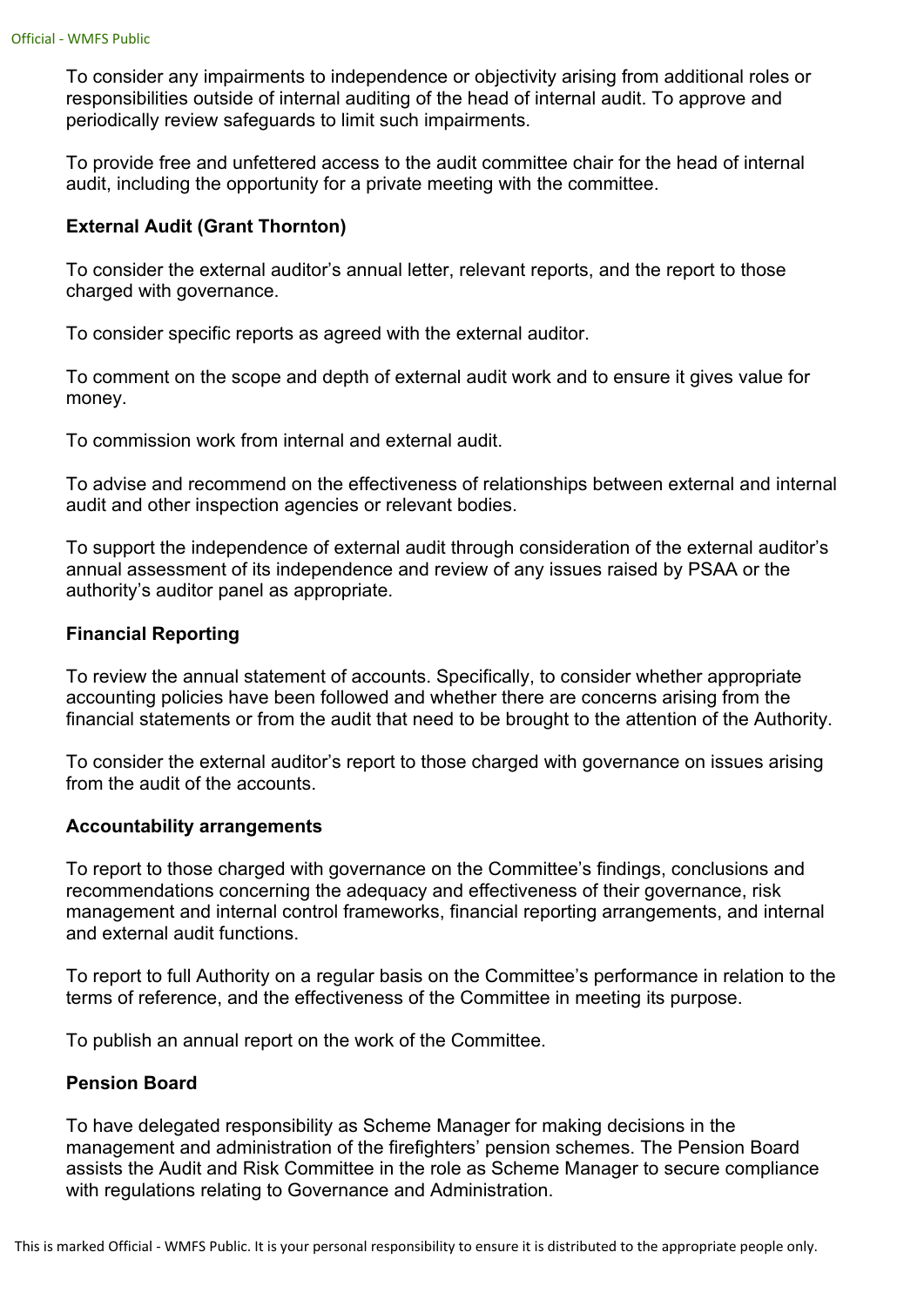To consider any impairments to independence or objectivity arising from additional roles or responsibilities outside of internal auditing of the head of internal audit. To approve and periodically review safeguards to limit such impairments.

To provide free and unfettered access to the audit committee chair for the head of internal audit, including the opportunity for a private meeting with the committee.

**External Audit (Grant Thornton)**

To consider the external auditor's annual letter, relevant reports, and the report to those charged with governance.

To consider specific reports as agreed with the external auditor.

To comment on the scope and depth of external audit work and to ensure it gives value for money.

To commission work from internal and external audit.

To advise and recommend on the effectiveness of relationships between external and internal audit and other inspection agencies or relevant bodies.

To support the independence of external audit through consideration of the external auditor's annual assessment of its independence and review of any issues raised by PSAA or the authority's auditor panel as appropriate.

**Financial Reporting**

To review the annual statement of accounts. Specifically, to consider whether appropriate accounting policies have been followed and whether there are concerns arising from the financial statements or from the audit that need to be brought to the attention of the Authority.

To consider the external auditor's report to those charged with governance on issues arising from the audit of the accounts.

**Accountability arrangements**

To report to those charged with governance on the Committee's findings, conclusions and recommendations concerning the adequacy and effectiveness of their governance, risk management and internal control frameworks, financial reporting arrangements, and internal and external audit functions.

To report to full Authority on a regular basis on the Committee's performance in relation to the terms of reference, and the effectiveness of the Committee in meeting its purpose.

To publish an annual report on the work of the Committee.

**Pension Board**

To have delegated responsibility as Scheme Manager for making decisions in the management and administration of the firefighters' pension schemes. The Pension Board assists the Audit and Risk Committee in the role as Scheme Manager to secure compliance with regulations relating to Governance and Administration.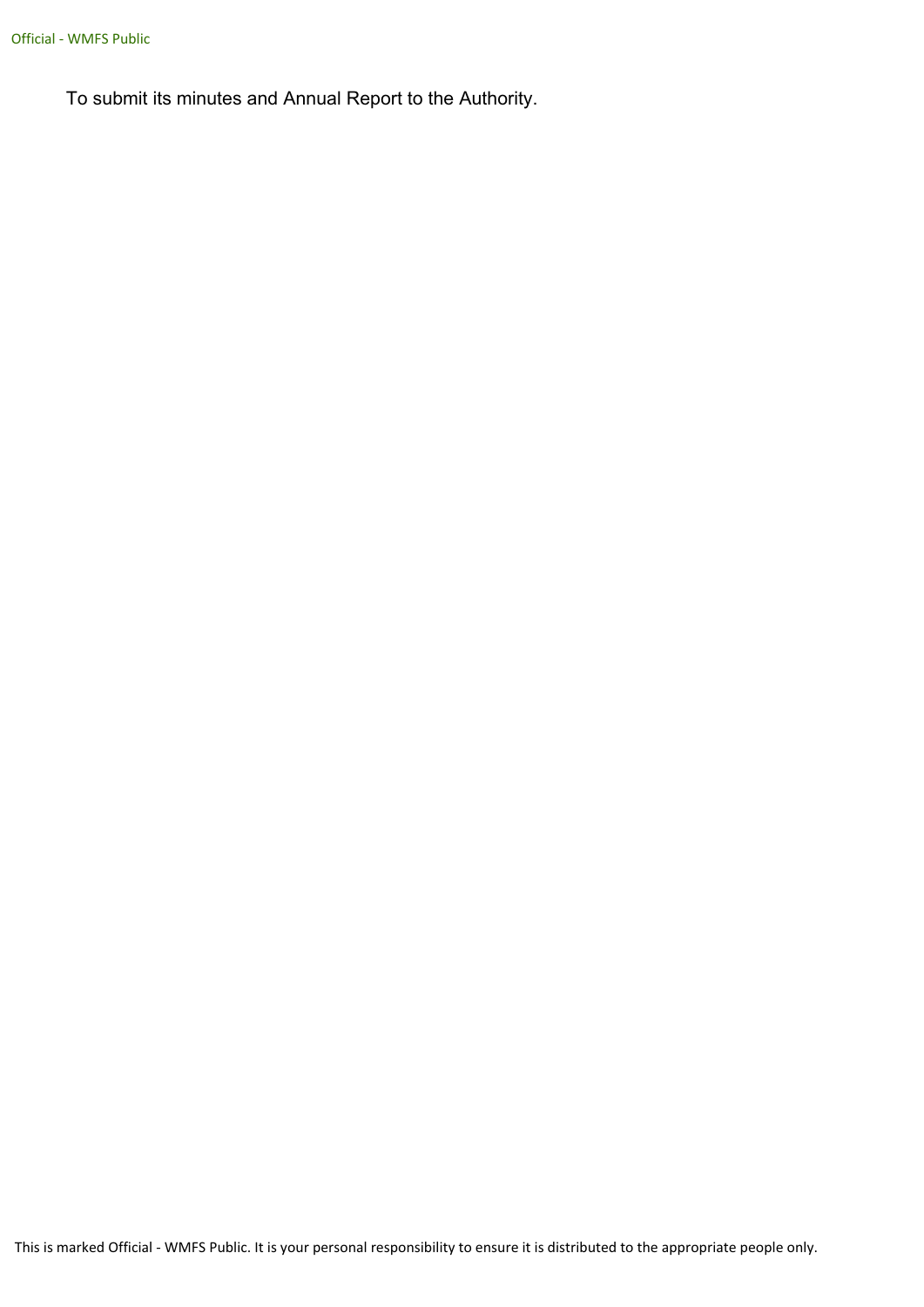To submit its minutes and Annual Report to the Authority.